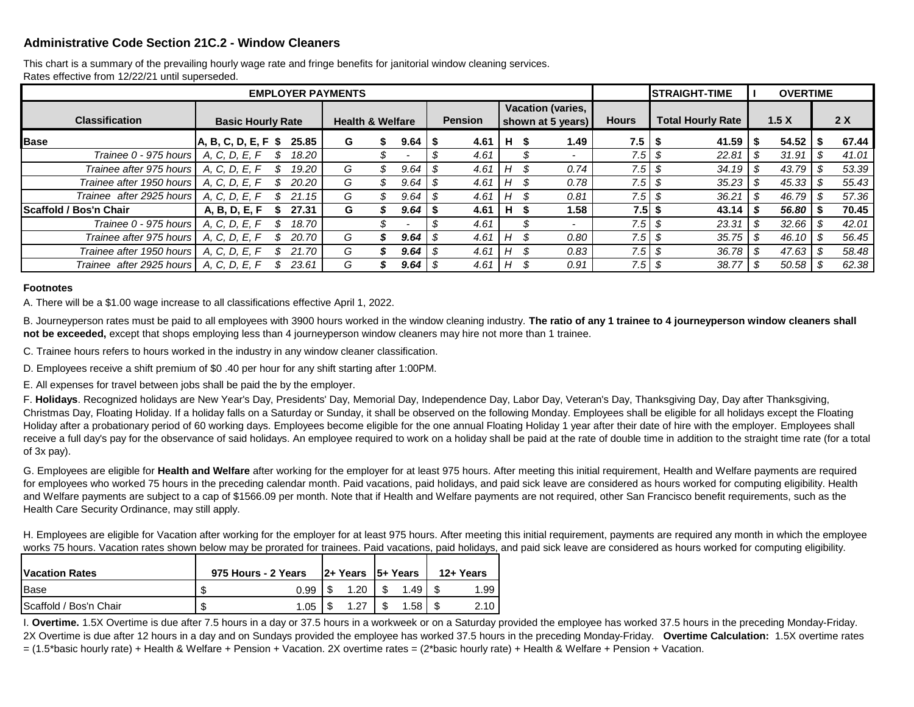## Administrative Code Section 21C.2 - Window Cleaners

This chart is a summary of the prevailing hourly wage rate and fringe benefits for janitorial window cleaning services.
Rates effective from 12/22/21 until superseded.

| EMPLOYER PAYMENTS | | | | | | | | | | STRAIGHT-TIME | I OVERTIME | |
|---|---|---|---|---|---|---|---|---|---|---|---|---|
| **Classification** | **Basic Hourly Rate** | | **Health & Welfare** | | **Pension** | **Vacation (varies, shown at 5 years)** | | **Hours** | | **Total Hourly Rate** | **1.5 X** | **2 X** |
| **Base** | **A, B, C, D, E, F** | **$ 25.85** | **G** | **$ 9.64** | **$ 4.61** | **H** | **$ 1.49** | **7.5** | | **$ 41.59** | **$ 54.52** | **$ 67.44** |
| *Trainee 0 - 975 hours* | *A, C, D, E, F* | *$ 18.20* | | *$ -* | *$ 4.61* | | *$ -* | *7.5* | | *$ 22.81* | *$ 31.91* | *$ 41.01* |
| *Trainee after 975 hours* | *A, C, D, E, F* | *$ 19.20* | *G* | *$ 9.64* | *$ 4.61* | *H* | *$ 0.74* | *7.5* | | *$ 34.19* | *$ 43.79* | *$ 53.39* |
| *Trainee after 1950 hours* | *A, C, D, E, F* | *$ 20.20* | *G* | *$ 9.64* | *$ 4.61* | *H* | *$ 0.78* | *7.5* | | *$ 35.23* | *$ 45.33* | *$ 55.43* |
| *Trainee after 2925 hours* | *A, C, D, E, F* | *$ 21.15* | *G* | *$ 9.64* | *$ 4.61* | *H* | *$ 0.81* | *7.5* | | *$ 36.21* | *$ 46.79* | *$ 57.36* |
| **Scaffold / Bos'n Chair** | **A, B, D, E, F** | **$ 27.31** | **G** | ***$ 9.64*** | **$ 4.61** | **H** | **$ 1.58** | **7.5** | | **$ 43.14** | ***$ 56.80*** | **$ 70.45** |
| *Trainee 0 - 975 hours* | *A, C, D, E, F* | *$ 18.70* | | *$ -* | *$ 4.61* | | *$ -* | *7.5* | | *$ 23.31* | *$ 32.66* | *$ 42.01* |
| *Trainee after 975 hours* | *A, C, D, E, F* | *$ 20.70* | *G* | ***$ 9.64*** | *$ 4.61* | *H* | *$ 0.80* | *7.5* | | *$ 35.75* | *$ 46.10* | *$ 56.45* |
| *Trainee after 1950 hours* | *A, C, D, E, F* | *$ 21.70* | *G* | ***$ 9.64*** | *$ 4.61* | *H* | *$ 0.83* | *7.5* | | *$ 36.78* | *$ 47.63* | *$ 58.48* |
| *Trainee after 2925 hours* | *A, C, D, E, F* | *$ 23.61* | *G* | ***$ 9.64*** | *$ 4.61* | *H* | *$ 0.91* | *7.5* | | *$ 38.77* | *$ 50.58* | *$ 62.38* |

### Footnotes

A. There will be a $1.00 wage increase to all classifications effective April 1, 2022.

B. Journeyperson rates must be paid to all employees with 3900 hours worked in the window cleaning industry. **The ratio of any 1 trainee to 4 journeyperson window cleaners shall not be exceeded,** except that shops employing less than 4 journeyperson window cleaners may hire not more than 1 trainee.

C. Trainee hours refers to hours worked in the industry in any window cleaner classification.

D. Employees receive a shift premium of $0 .40 per hour for any shift starting after 1:00PM.

E. All expenses for travel between jobs shall be paid the by the employer.

F. **Holidays**. Recognized holidays are New Year's Day, Presidents' Day, Memorial Day, Independence Day, Labor Day, Veteran's Day, Thanksgiving Day, Day after Thanksgiving, Christmas Day, Floating Holiday. If a holiday falls on a Saturday or Sunday, it shall be observed on the following Monday. Employees shall be eligible for all holidays except the Floating Holiday after a probationary period of 60 working days. Employees become eligible for the one annual Floating Holiday 1 year after their date of hire with the employer. Employees shall receive a full day's pay for the observance of said holidays. An employee required to work on a holiday shall be paid at the rate of double time in addition to the straight time rate (for a total of 3x pay).

G. Employees are eligible for **Health and Welfare** after working for the employer for at least 975 hours. After meeting this initial requirement, Health and Welfare payments are required for employees who worked 75 hours in the preceding calendar month. Paid vacations, paid holidays, and paid sick leave are considered as hours worked for computing eligibility. Health and Welfare payments are subject to a cap of $1566.09 per month. Note that if Health and Welfare payments are not required, other San Francisco benefit requirements, such as the Health Care Security Ordinance, may still apply.

H. Employees are eligible for Vacation after working for the employer for at least 975 hours. After meeting this initial requirement, payments are required any month in which the employee works 75 hours. Vacation rates shown below may be prorated for trainees. Paid vacations, paid holidays, and paid sick leave are considered as hours worked for computing eligibility.

| **Vacation Rates** | **975 Hours - 2 Years** | **2+ Years** | **5+ Years** | **12+ Years** |
|---|---|---|---|---|
| Base | $ 0.99 | $ 1.20 | $ 1.49 | $ 1.99 |
| Scaffold / Bos'n Chair | $ 1.05 | $ 1.27 | $ 1.58 | $ 2.10 |

I. **Overtime.** 1.5X Overtime is due after 7.5 hours in a day or 37.5 hours in a workweek or on a Saturday provided the employee has worked 37.5 hours in the preceding Monday-Friday. 2X Overtime is due after 12 hours in a day and on Sundays provided the employee has worked 37.5 hours in the preceding Monday-Friday. **Overtime Calculation:** 1.5X overtime rates = (1.5*basic hourly rate) + Health & Welfare + Pension + Vacation. 2X overtime rates = (2*basic hourly rate) + Health & Welfare + Pension + Vacation.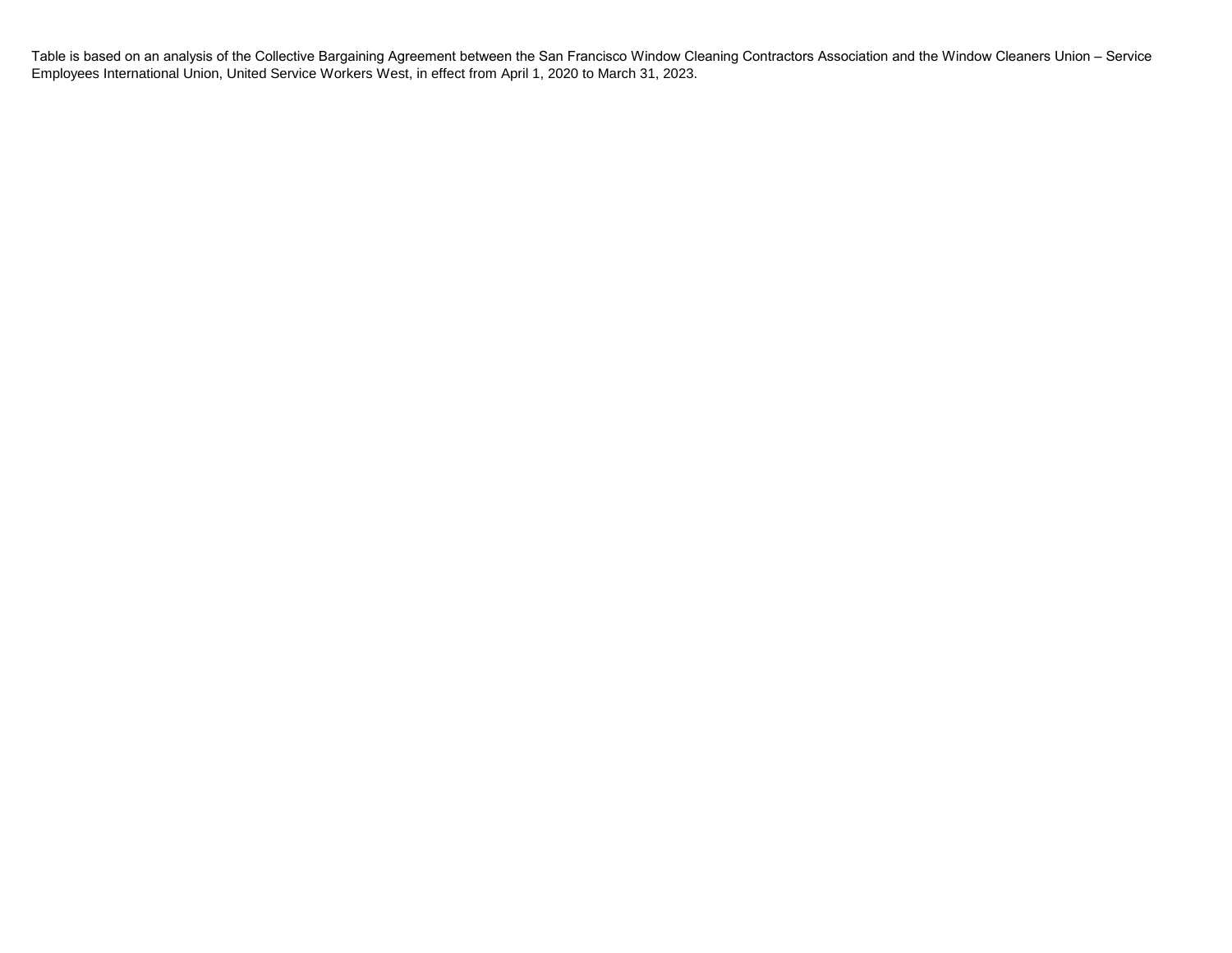Table is based on an analysis of the Collective Bargaining Agreement between the San Francisco Window Cleaning Contractors Association and the Window Cleaners Union – Service Employees International Union, United Service Workers West, in effect from April 1, 2020 to March 31, 2023.